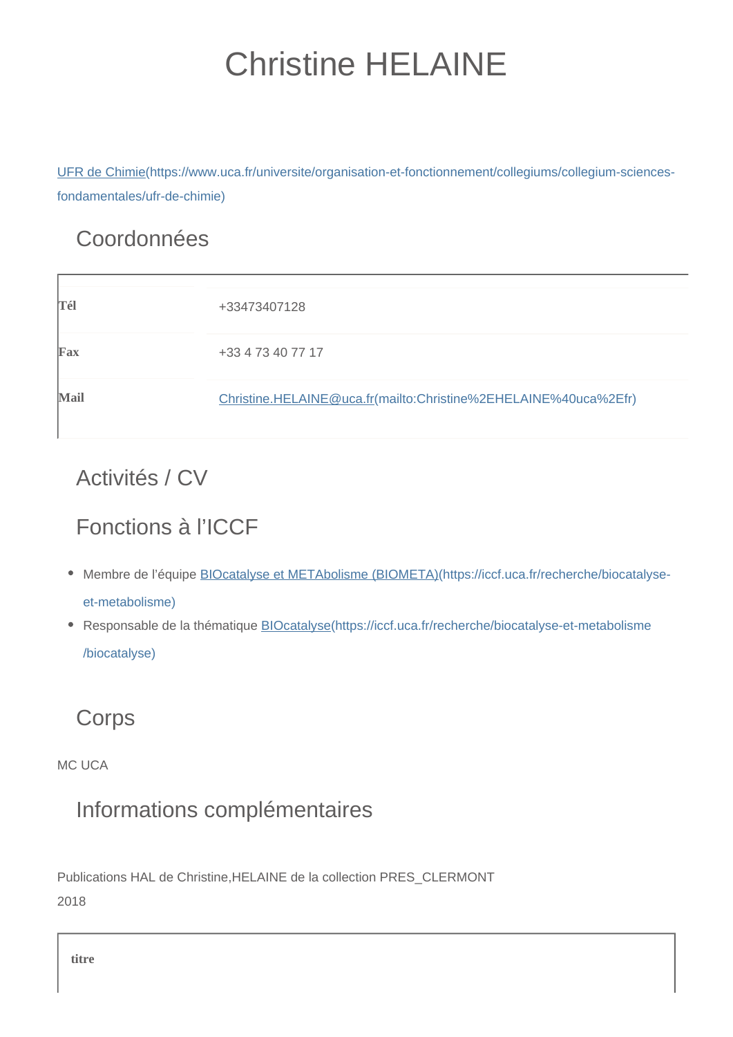# Christine HELAINE

[UFR de Chimie](https://www.uca.fr/universite/organisation-et-fonctionnement/collegiums/collegium-sciences-fondamentales/ufr-de-chimie)

## Coordonnées

| | |
|---|---|
| **Tél** | +33473407128 |
| **Fax** | +33 4 73 40 77 17 |
| **Mail** | [Christine.HELAINE@uca.fr](mailto:Christine%2EHELAINE%40uca%2Efr) |

## Activités / CV

## Fonctions à l'ICCF

- Membre de l'équipe [BIOcatalyse et METAbolisme (BIOMETA)](https://iccf.uca.fr/recherche/biocatalyse-et-metabolisme)
- Responsable de la thématique [BIOcatalyse](https://iccf.uca.fr/recherche/biocatalyse-et-metabolisme/biocatalyse)

## Corps

MC UCA

## Informations complémentaires

Publications HAL de Christine,HELAINE de la collection PRES_CLERMONT

2018

| titre |
|---|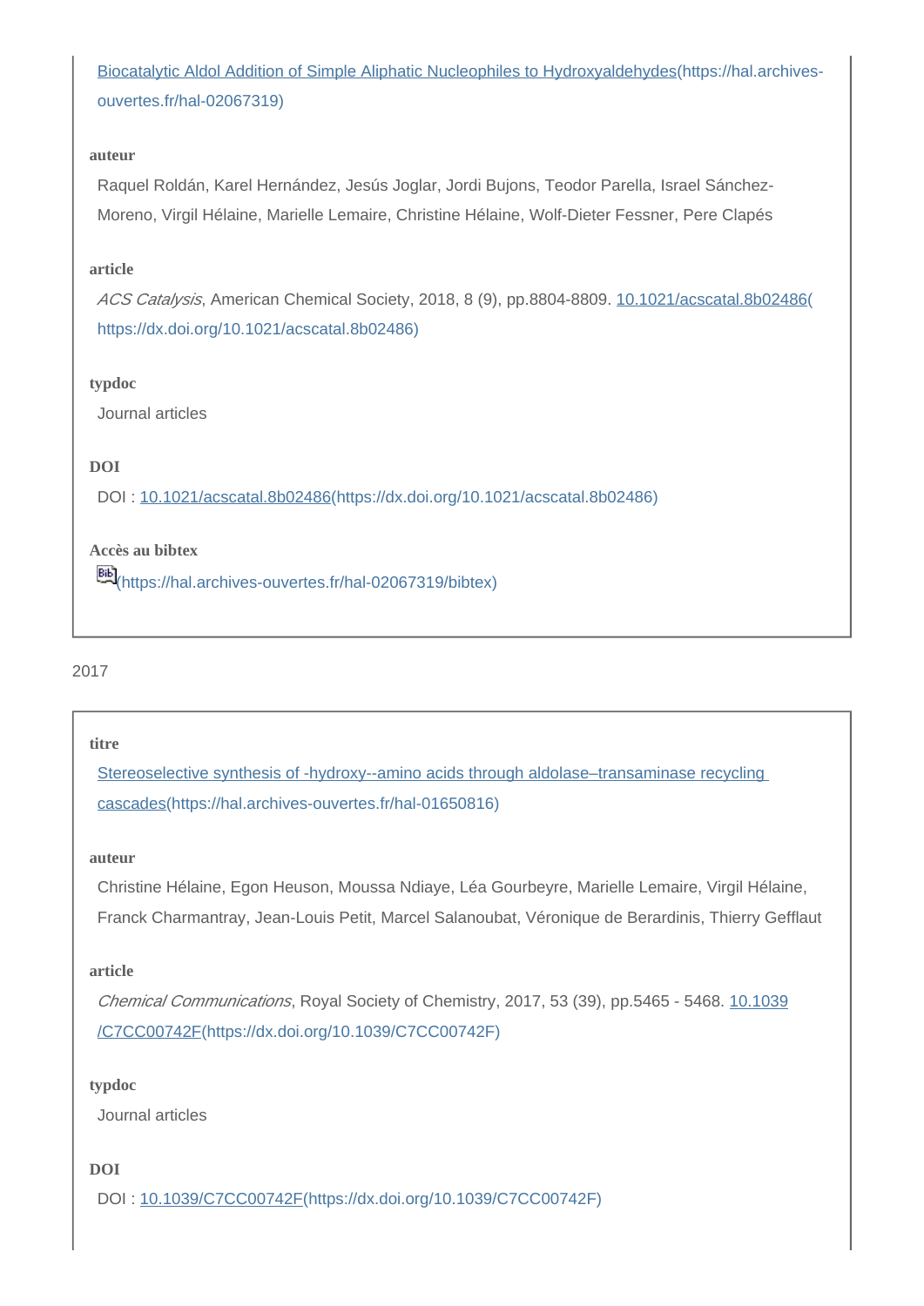[Biocatalytic Aldol Addition of Simple Aliphatic Nucleophiles to Hydroxyaldehydes](https://hal.archives-ouvertes.fr/hal-02067319)(https://hal.archives-ouvertes.fr/hal-02067319)

**auteur**

Raquel Roldán, Karel Hernández, Jesús Joglar, Jordi Bujons, Teodor Parella, Israel Sánchez-Moreno, Virgil Hélaine, Marielle Lemaire, Christine Hélaine, Wolf-Dieter Fessner, Pere Clapés

**article**

*ACS Catalysis*, American Chemical Society, 2018, 8 (9), pp.8804-8809. [10.1021/acscatal.8b02486](https://dx.doi.org/10.1021/acscatal.8b02486)(https://dx.doi.org/10.1021/acscatal.8b02486)

**typdoc**

Journal articles

**DOI**

DOI : [10.1021/acscatal.8b02486](https://dx.doi.org/10.1021/acscatal.8b02486)(https://dx.doi.org/10.1021/acscatal.8b02486)

**Accès au bibtex**

(https://hal.archives-ouvertes.fr/hal-02067319/bibtex)

2017

**titre**

[Stereoselective synthesis of -hydroxy--amino acids through aldolase–transaminase recycling cascades](https://hal.archives-ouvertes.fr/hal-01650816)(https://hal.archives-ouvertes.fr/hal-01650816)

**auteur**

Christine Hélaine, Egon Heuson, Moussa Ndiaye, Léa Gourbeyre, Marielle Lemaire, Virgil Hélaine, Franck Charmantray, Jean-Louis Petit, Marcel Salanoubat, Véronique de Berardinis, Thierry Gefflaut

**article**

*Chemical Communications*, Royal Society of Chemistry, 2017, 53 (39), pp.5465 - 5468. [10.1039/C7CC00742F](https://dx.doi.org/10.1039/C7CC00742F)(https://dx.doi.org/10.1039/C7CC00742F)

**typdoc**

Journal articles

**DOI**

DOI : [10.1039/C7CC00742F](https://dx.doi.org/10.1039/C7CC00742F)(https://dx.doi.org/10.1039/C7CC00742F)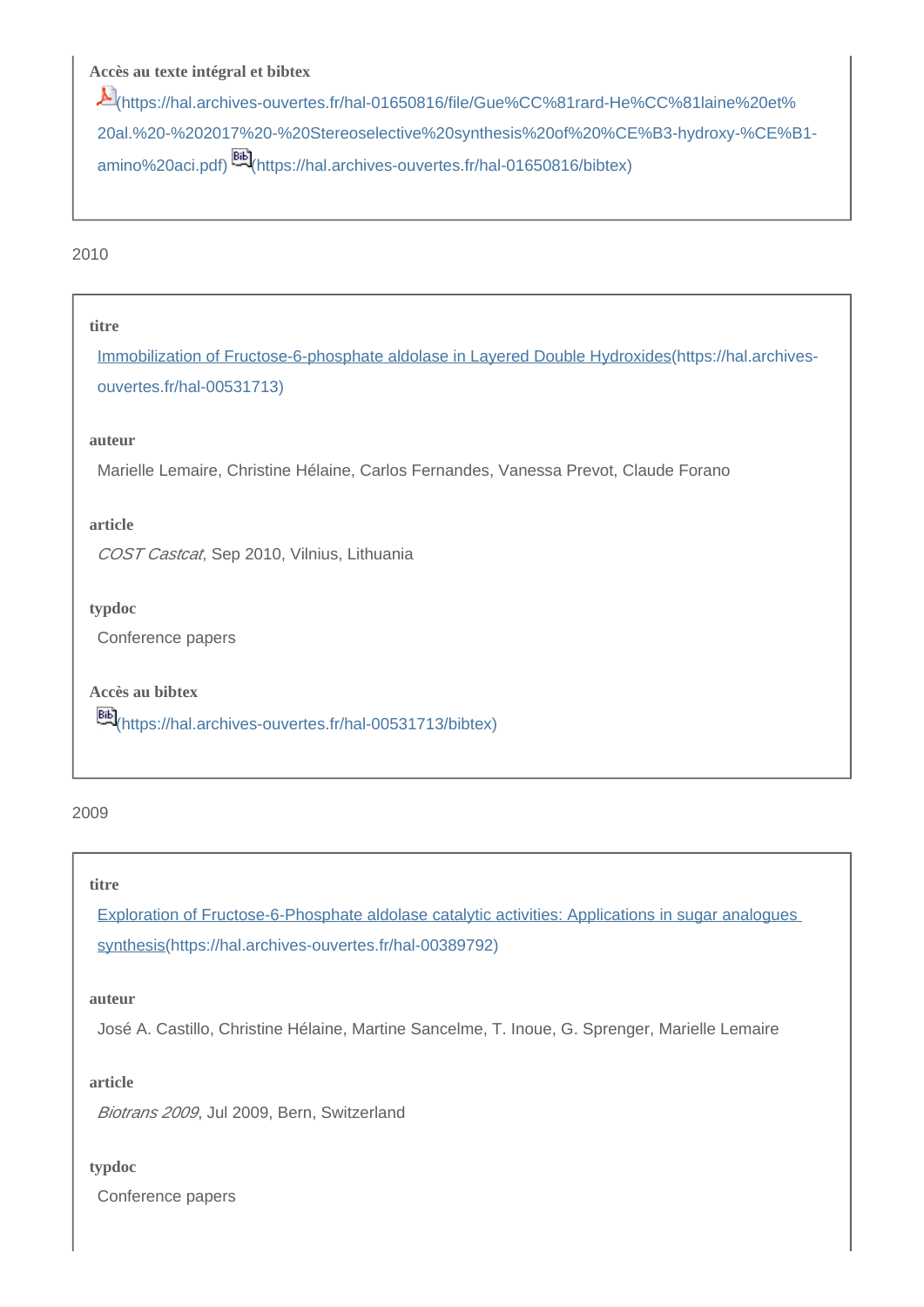**Accès au texte intégral et bibtex**

(https://hal.archives-ouvertes.fr/hal-01650816/file/Gue%CC%81rard-He%CC%81laine%20et%20al.%20-%202017%20-%20Stereoselective%20synthesis%20of%20%CE%B3-hydroxy-%CE%B1-amino%20aci.pdf) (https://hal.archives-ouvertes.fr/hal-01650816/bibtex)

2010

**titre**

Immobilization of Fructose-6-phosphate aldolase in Layered Double Hydroxides(https://hal.archives-ouvertes.fr/hal-00531713)

**auteur**

Marielle Lemaire, Christine Hélaine, Carlos Fernandes, Vanessa Prevot, Claude Forano

**article**

*COST Castcat*, Sep 2010, Vilnius, Lithuania

**typdoc**

Conference papers

**Accès au bibtex**

(https://hal.archives-ouvertes.fr/hal-00531713/bibtex)

2009

**titre**

Exploration of Fructose-6-Phosphate aldolase catalytic activities: Applications in sugar analogues synthesis(https://hal.archives-ouvertes.fr/hal-00389792)

**auteur**

José A. Castillo, Christine Hélaine, Martine Sancelme, T. Inoue, G. Sprenger, Marielle Lemaire

**article**

*Biotrans 2009*, Jul 2009, Bern, Switzerland

**typdoc**

Conference papers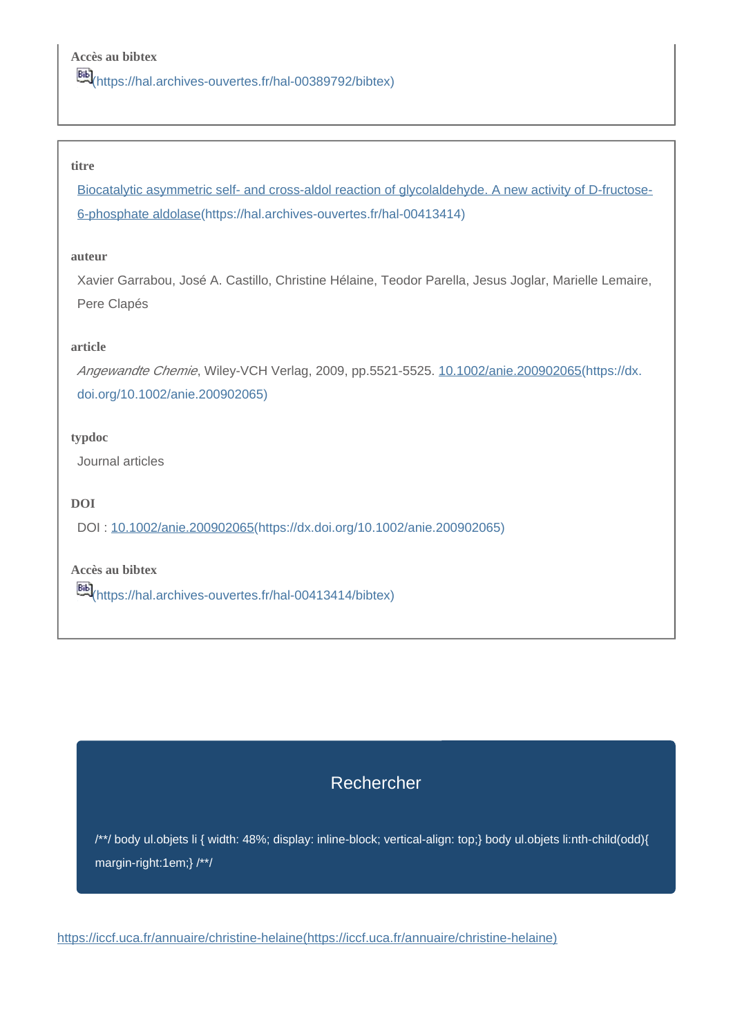**Accès au bibtex**

(https://hal.archives-ouvertes.fr/hal-00389792/bibtex)

**titre**

[Biocatalytic asymmetric self- and cross-aldol reaction of glycolaldehyde. A new activity of D-fructose-6-phosphate aldolase](https://hal.archives-ouvertes.fr/hal-00413414)(https://hal.archives-ouvertes.fr/hal-00413414)

**auteur**

Xavier Garrabou, José A. Castillo, Christine Hélaine, Teodor Parella, Jesus Joglar, Marielle Lemaire, Pere Clapés

**article**

*Angewandte Chemie*, Wiley-VCH Verlag, 2009, pp.5521-5525. [10.1002/anie.200902065](https://dx.doi.org/10.1002/anie.200902065)(https://dx.doi.org/10.1002/anie.200902065)

**typdoc**

Journal articles

**DOI**

DOI : [10.1002/anie.200902065](https://dx.doi.org/10.1002/anie.200902065)(https://dx.doi.org/10.1002/anie.200902065)

**Accès au bibtex**

(https://hal.archives-ouvertes.fr/hal-00413414/bibtex)

Rechercher

/**/ body ul.objets li { width: 48%; display: inline-block; vertical-align: top;} body ul.objets li:nth-child(odd){ margin-right:1em;} /**/

[https://iccf.uca.fr/annuaire/christine-helaine](https://iccf.uca.fr/annuaire/christine-helaine)(https://iccf.uca.fr/annuaire/christine-helaine)